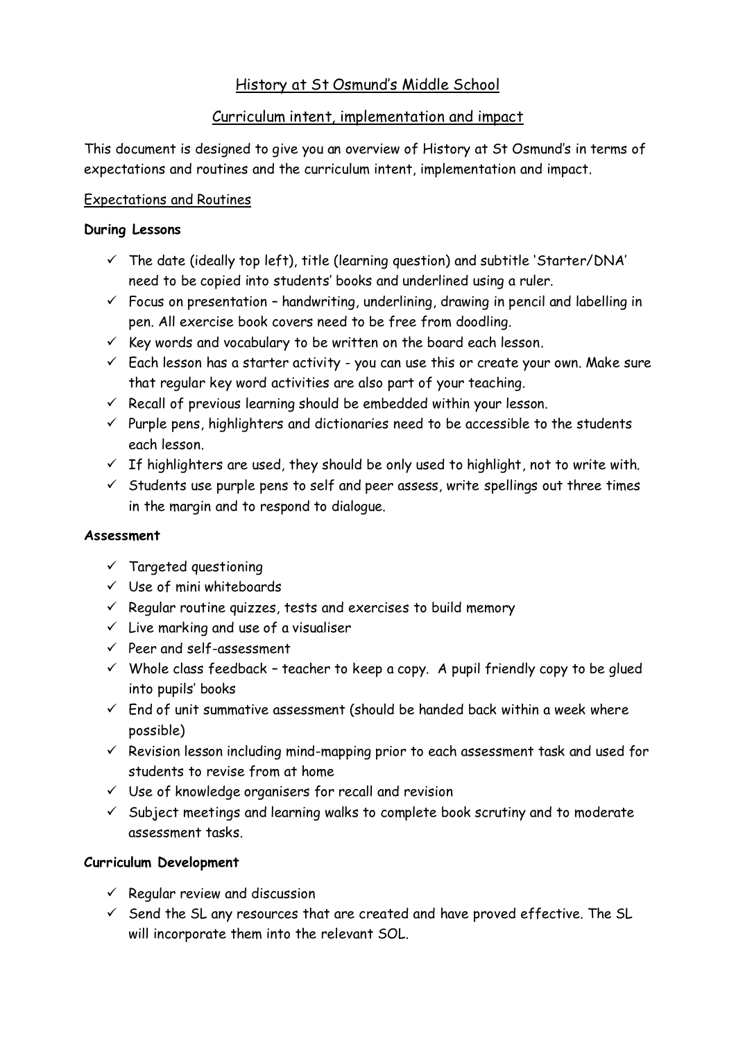# History at St Osmund's Middle School

## Curriculum intent, implementation and impact

This document is designed to give you an overview of History at St Osmund's in terms of expectations and routines and the curriculum intent, implementation and impact.

### Expectations and Routines

**During Lessons**

- ✓ The date (ideally top left), title (learning question) and subtitle 'Starter/DNA' need to be copied into students' books and underlined using a ruler.
- ✓ Focus on presentation – handwriting, underlining, drawing in pencil and labelling in pen. All exercise book covers need to be free from doodling.
- ✓ Key words and vocabulary to be written on the board each lesson.
- ✓ Each lesson has a starter activity - you can use this or create your own. Make sure that regular key word activities are also part of your teaching.
- ✓ Recall of previous learning should be embedded within your lesson.
- ✓ Purple pens, highlighters and dictionaries need to be accessible to the students each lesson.
- ✓ If highlighters are used, they should be only used to highlight, not to write with.
- ✓ Students use purple pens to self and peer assess, write spellings out three times in the margin and to respond to dialogue.

**Assessment**

- ✓ Targeted questioning
- ✓ Use of mini whiteboards
- ✓ Regular routine quizzes, tests and exercises to build memory
- ✓ Live marking and use of a visualiser
- ✓ Peer and self-assessment
- ✓ Whole class feedback – teacher to keep a copy. A pupil friendly copy to be glued into pupils' books
- ✓ End of unit summative assessment (should be handed back within a week where possible)
- ✓ Revision lesson including mind-mapping prior to each assessment task and used for students to revise from at home
- ✓ Use of knowledge organisers for recall and revision
- ✓ Subject meetings and learning walks to complete book scrutiny and to moderate assessment tasks.

**Curriculum Development**

- ✓ Regular review and discussion
- ✓ Send the SL any resources that are created and have proved effective. The SL will incorporate them into the relevant SOL.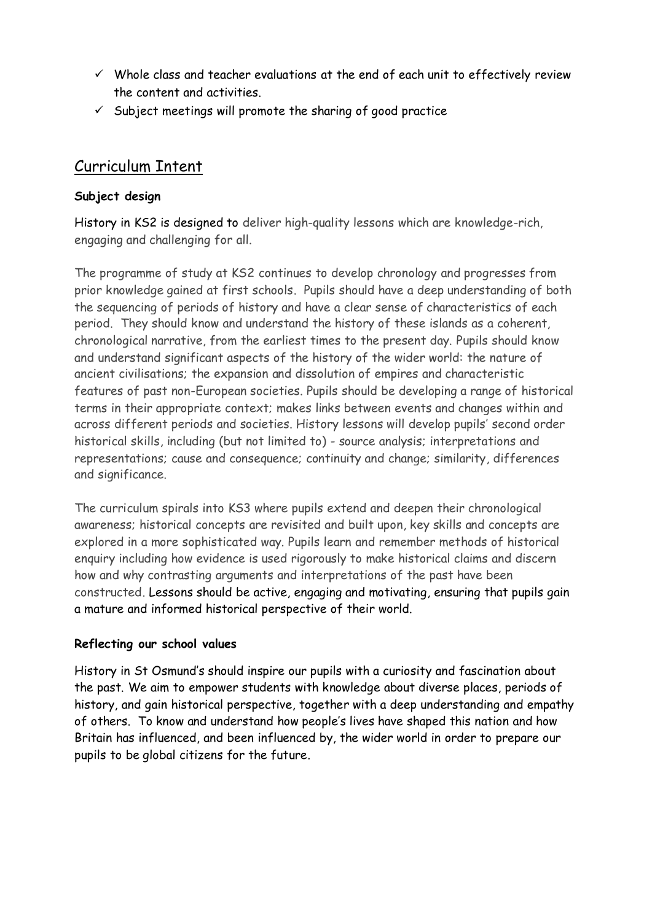- ✓ Whole class and teacher evaluations at the end of each unit to effectively review the content and activities.
- ✓ Subject meetings will promote the sharing of good practice

## Curriculum Intent

### Subject design

History in KS2 is designed to deliver high-quality lessons which are knowledge-rich, engaging and challenging for all.

The programme of study at KS2 continues to develop chronology and progresses from prior knowledge gained at first schools. Pupils should have a deep understanding of both the sequencing of periods of history and have a clear sense of characteristics of each period. They should know and understand the history of these islands as a coherent, chronological narrative, from the earliest times to the present day. Pupils should know and understand significant aspects of the history of the wider world: the nature of ancient civilisations; the expansion and dissolution of empires and characteristic features of past non-European societies. Pupils should be developing a range of historical terms in their appropriate context; makes links between events and changes within and across different periods and societies. History lessons will develop pupils' second order historical skills, including (but not limited to) - source analysis; interpretations and representations; cause and consequence; continuity and change; similarity, differences and significance.

The curriculum spirals into KS3 where pupils extend and deepen their chronological awareness; historical concepts are revisited and built upon, key skills and concepts are explored in a more sophisticated way. Pupils learn and remember methods of historical enquiry including how evidence is used rigorously to make historical claims and discern how and why contrasting arguments and interpretations of the past have been constructed. Lessons should be active, engaging and motivating, ensuring that pupils gain a mature and informed historical perspective of their world.

### Reflecting our school values

History in St Osmund's should inspire our pupils with a curiosity and fascination about the past. We aim to empower students with knowledge about diverse places, periods of history, and gain historical perspective, together with a deep understanding and empathy of others. To know and understand how people's lives have shaped this nation and how Britain has influenced, and been influenced by, the wider world in order to prepare our pupils to be global citizens for the future.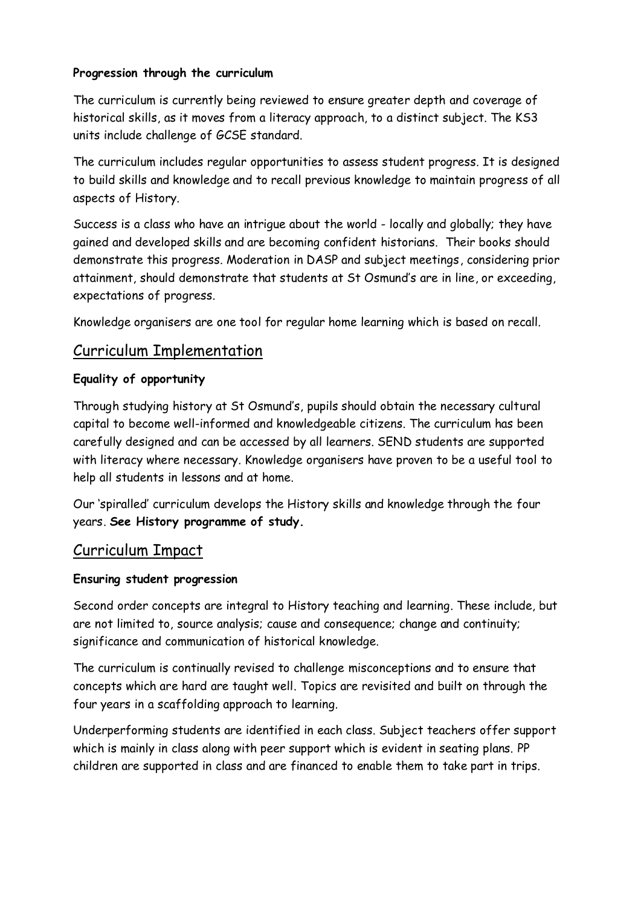**Progression through the curriculum**

The curriculum is currently being reviewed to ensure greater depth and coverage of historical skills, as it moves from a literacy approach, to a distinct subject. The KS3 units include challenge of GCSE standard.

The curriculum includes regular opportunities to assess student progress. It is designed to build skills and knowledge and to recall previous knowledge to maintain progress of all aspects of History.

Success is a class who have an intrigue about the world - locally and globally; they have gained and developed skills and are becoming confident historians. Their books should demonstrate this progress. Moderation in DASP and subject meetings, considering prior attainment, should demonstrate that students at St Osmund's are in line, or exceeding, expectations of progress.

Knowledge organisers are one tool for regular home learning which is based on recall.

## Curriculum Implementation

**Equality of opportunity**

Through studying history at St Osmund's, pupils should obtain the necessary cultural capital to become well-informed and knowledgeable citizens. The curriculum has been carefully designed and can be accessed by all learners. SEND students are supported with literacy where necessary. Knowledge organisers have proven to be a useful tool to help all students in lessons and at home.

Our 'spiralled' curriculum develops the History skills and knowledge through the four years. **See History programme of study.**

## Curriculum Impact

**Ensuring student progression**

Second order concepts are integral to History teaching and learning. These include, but are not limited to, source analysis; cause and consequence; change and continuity; significance and communication of historical knowledge.

The curriculum is continually revised to challenge misconceptions and to ensure that concepts which are hard are taught well. Topics are revisited and built on through the four years in a scaffolding approach to learning.

Underperforming students are identified in each class. Subject teachers offer support which is mainly in class along with peer support which is evident in seating plans. PP children are supported in class and are financed to enable them to take part in trips.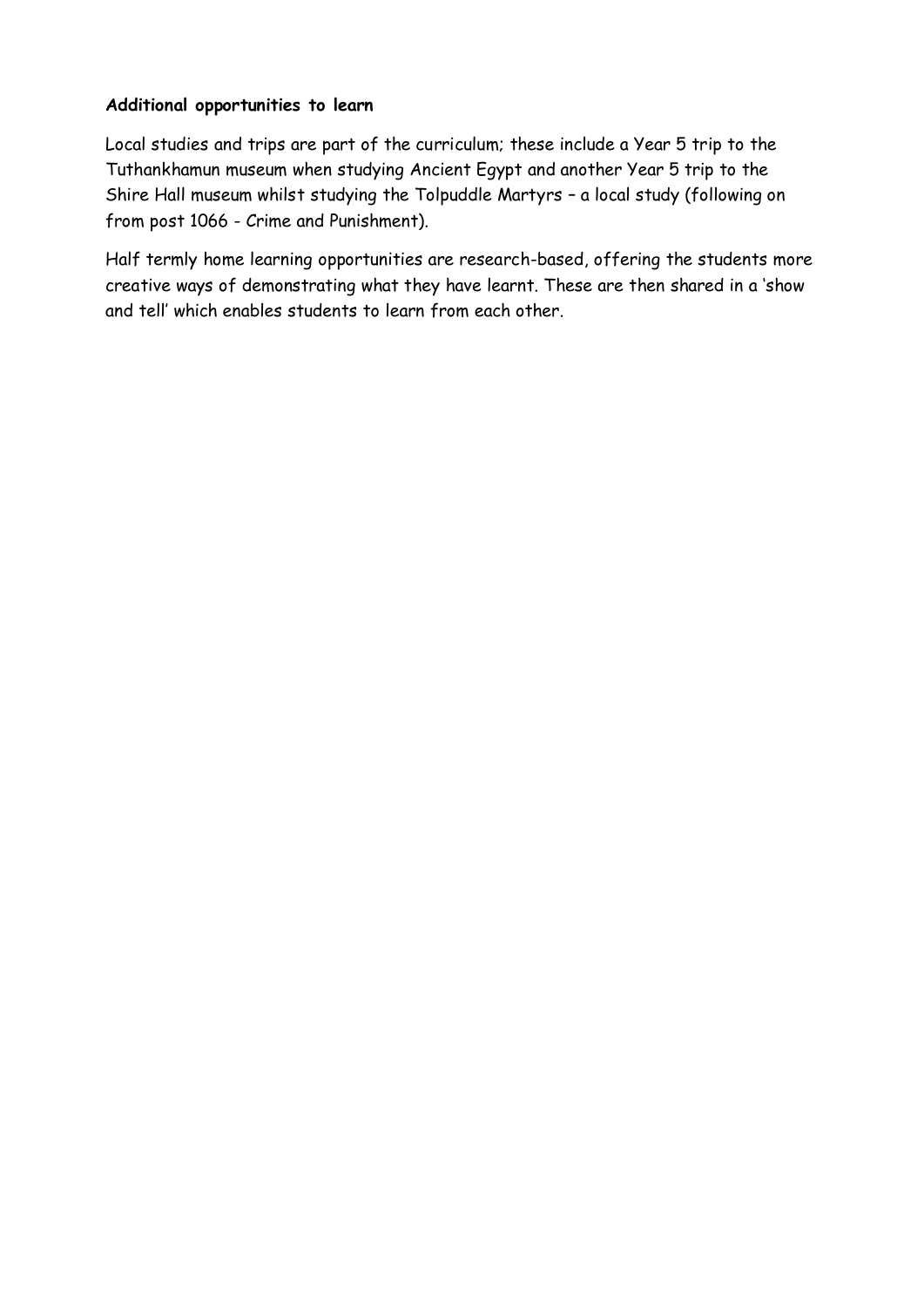**Additional opportunities to learn**

Local studies and trips are part of the curriculum; these include a Year 5 trip to the Tuthankhamun museum when studying Ancient Egypt and another Year 5 trip to the Shire Hall museum whilst studying the Tolpuddle Martyrs – a local study (following on from post 1066 - Crime and Punishment).

Half termly home learning opportunities are research-based, offering the students more creative ways of demonstrating what they have learnt. These are then shared in a 'show and tell' which enables students to learn from each other.